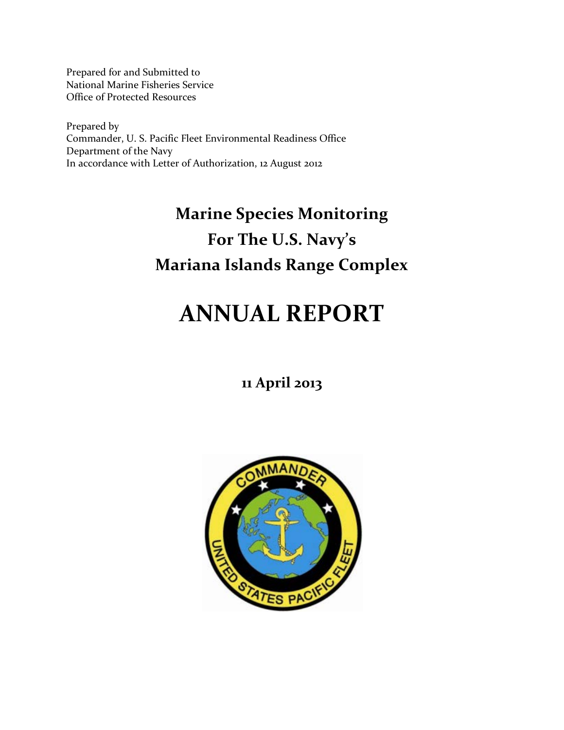Prepared for and Submitted to
National Marine Fisheries Service
Office of Protected Resources

Prepared by
Commander, U. S. Pacific Fleet Environmental Readiness Office
Department of the Navy
In accordance with Letter of Authorization, 12 August 2012

# Marine Species Monitoring For The U.S. Navy's Mariana Islands Range Complex

# ANNUAL REPORT

**11 April 2013**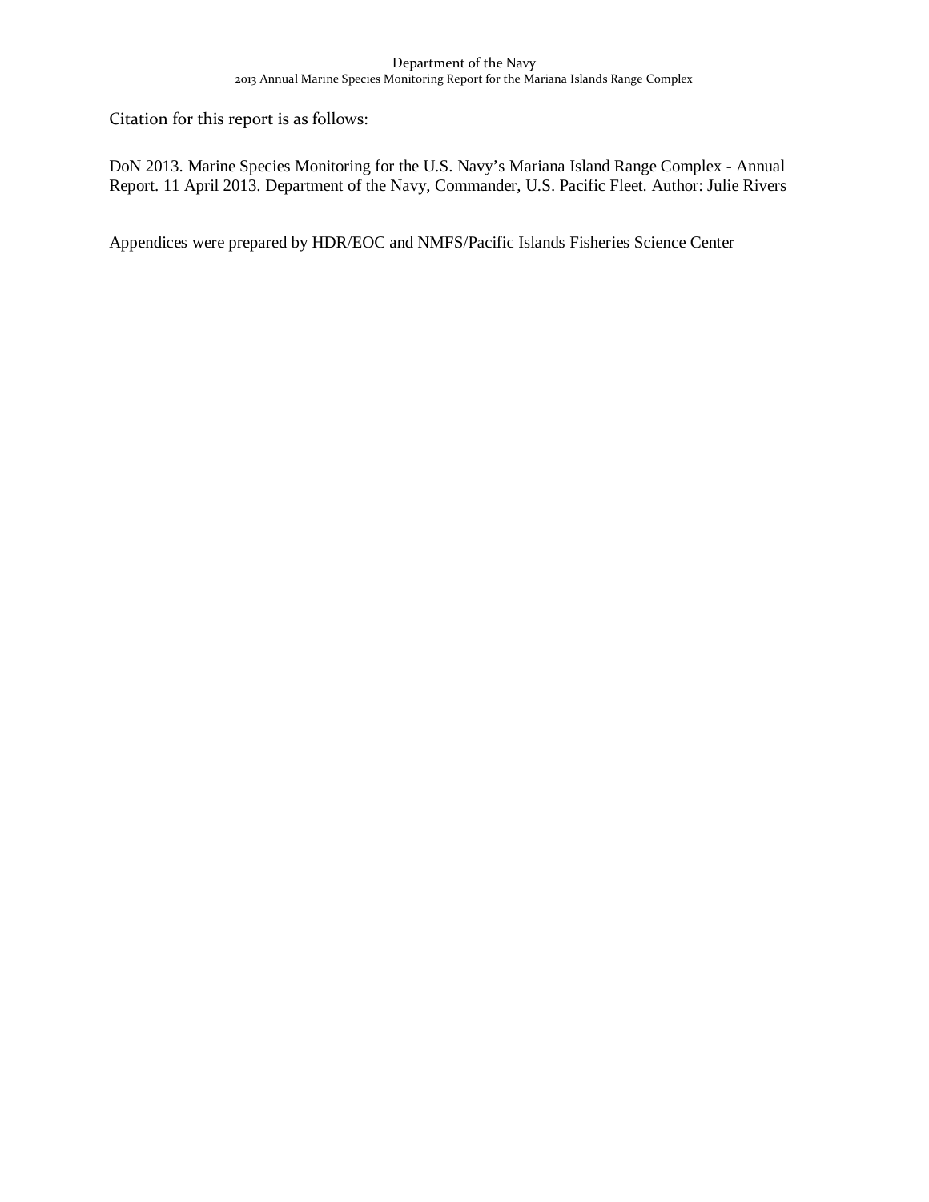Citation for this report is as follows:

DoN 2013. Marine Species Monitoring for the U.S. Navy's Mariana Island Range Complex - Annual Report. 11 April 2013. Department of the Navy, Commander, U.S. Pacific Fleet. Author: Julie Rivers

Appendices were prepared by HDR/EOC and NMFS/Pacific Islands Fisheries Science Center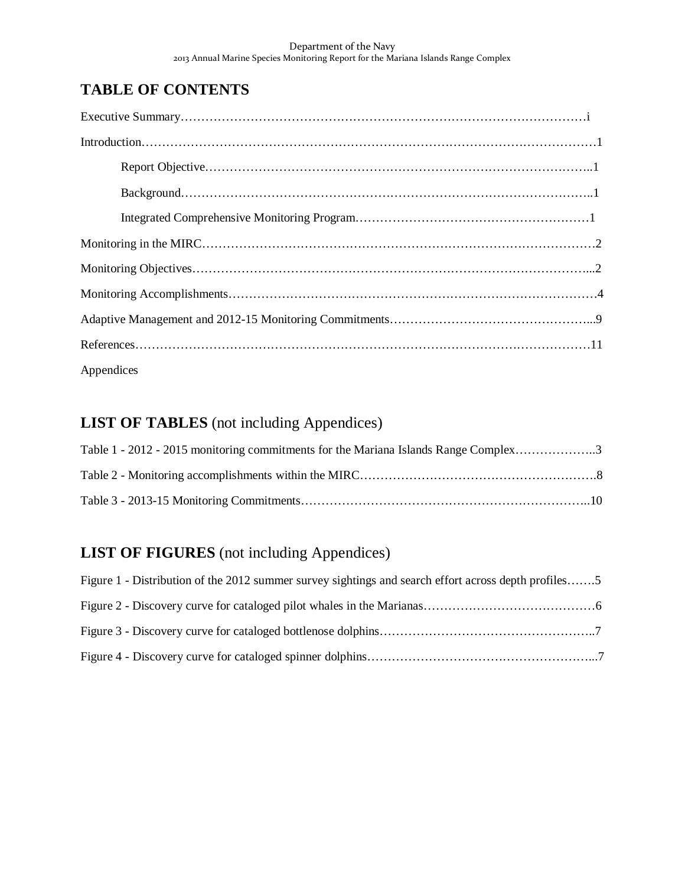# TABLE OF CONTENTS

Executive Summary…………………………………………………………………………………i

Introduction…………………………………………………………………………………………1

- Report Objective………………………………………………………………………………..1
- Background……………………………………………………………………………………..1
- Integrated Comprehensive Monitoring Program………………………………………………1

Monitoring in the MIRC……………………………………………………………………………2

Monitoring Objectives……………………………………………………………………………...2

Monitoring Accomplishments………………………………………………………………………4

Adaptive Management and 2012-15 Monitoring Commitments…………………………………...9

References…………………………………………………………………………………………11

Appendices

# LIST OF TABLES (not including Appendices)

Table 1 - 2012 - 2015 monitoring commitments for the Mariana Islands Range Complex………………..3

Table 2 - Monitoring accomplishments within the MIRC………………………………………………….8

Table 3 - 2013-15 Monitoring Commitments……………………………………………………………..10

# LIST OF FIGURES (not including Appendices)

Figure 1 - Distribution of the 2012 summer survey sightings and search effort across depth profiles…….5

Figure 2 - Discovery curve for cataloged pilot whales in the Marianas……………………………………6

Figure 3 - Discovery curve for cataloged bottlenose dolphins……………………………………………..7

Figure 4 - Discovery curve for cataloged spinner dolphins………………………………………………...7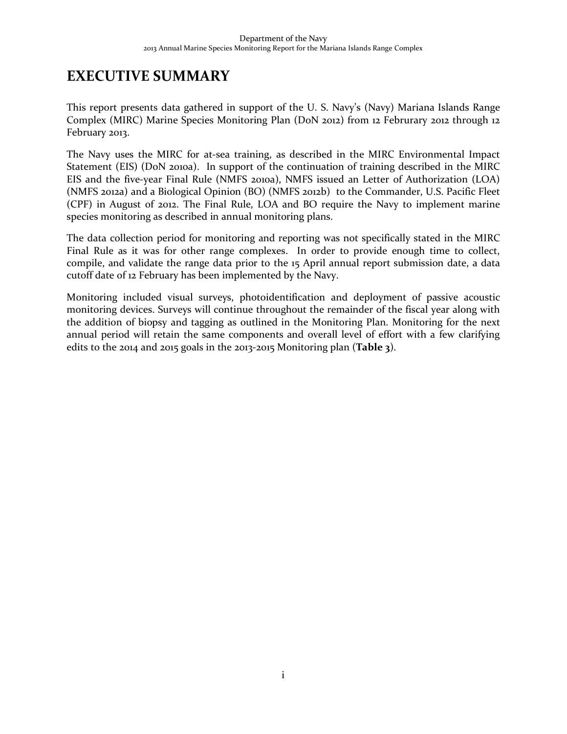# EXECUTIVE SUMMARY

This report presents data gathered in support of the U. S. Navy's (Navy) Mariana Islands Range Complex (MIRC) Marine Species Monitoring Plan (DoN 2012) from 12 Februrary 2012 through 12 February 2013.

The Navy uses the MIRC for at-sea training, as described in the MIRC Environmental Impact Statement (EIS) (DoN 2010a). In support of the continuation of training described in the MIRC EIS and the five-year Final Rule (NMFS 2010a), NMFS issued an Letter of Authorization (LOA) (NMFS 2012a) and a Biological Opinion (BO) (NMFS 2012b) to the Commander, U.S. Pacific Fleet (CPF) in August of 2012. The Final Rule, LOA and BO require the Navy to implement marine species monitoring as described in annual monitoring plans.

The data collection period for monitoring and reporting was not specifically stated in the MIRC Final Rule as it was for other range complexes. In order to provide enough time to collect, compile, and validate the range data prior to the 15 April annual report submission date, a data cutoff date of 12 February has been implemented by the Navy.

Monitoring included visual surveys, photoidentification and deployment of passive acoustic monitoring devices. Surveys will continue throughout the remainder of the fiscal year along with the addition of biopsy and tagging as outlined in the Monitoring Plan. Monitoring for the next annual period will retain the same components and overall level of effort with a few clarifying edits to the 2014 and 2015 goals in the 2013-2015 Monitoring plan (**Table 3**).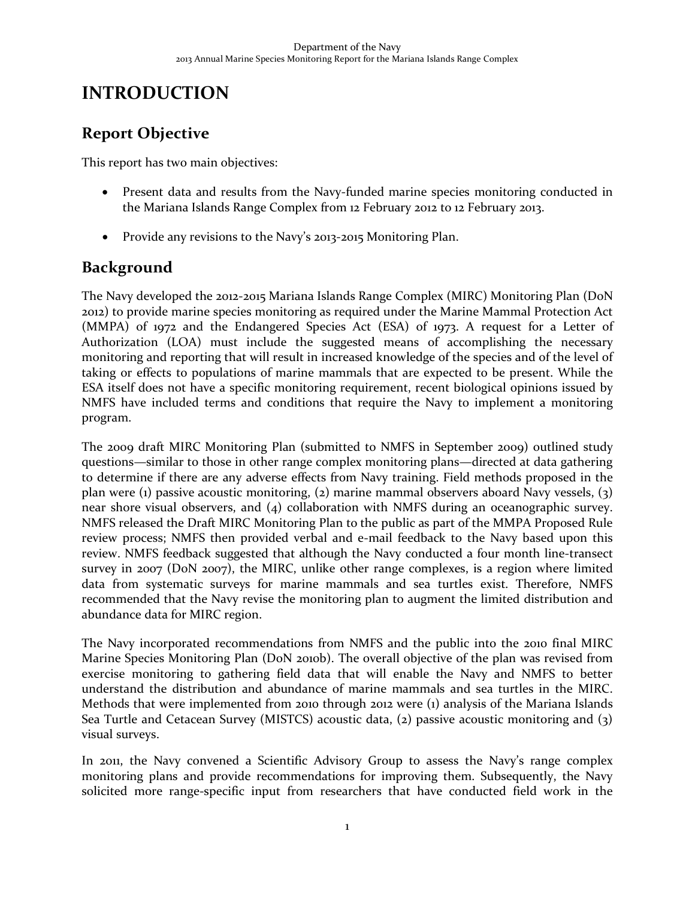# INTRODUCTION

## Report Objective

This report has two main objectives:

- Present data and results from the Navy-funded marine species monitoring conducted in the Mariana Islands Range Complex from 12 February 2012 to 12 February 2013.
- Provide any revisions to the Navy's 2013-2015 Monitoring Plan.

## Background

The Navy developed the 2012-2015 Mariana Islands Range Complex (MIRC) Monitoring Plan (DoN 2012) to provide marine species monitoring as required under the Marine Mammal Protection Act (MMPA) of 1972 and the Endangered Species Act (ESA) of 1973. A request for a Letter of Authorization (LOA) must include the suggested means of accomplishing the necessary monitoring and reporting that will result in increased knowledge of the species and of the level of taking or effects to populations of marine mammals that are expected to be present. While the ESA itself does not have a specific monitoring requirement, recent biological opinions issued by NMFS have included terms and conditions that require the Navy to implement a monitoring program.

The 2009 draft MIRC Monitoring Plan (submitted to NMFS in September 2009) outlined study questions—similar to those in other range complex monitoring plans—directed at data gathering to determine if there are any adverse effects from Navy training. Field methods proposed in the plan were (1) passive acoustic monitoring, (2) marine mammal observers aboard Navy vessels, (3) near shore visual observers, and (4) collaboration with NMFS during an oceanographic survey. NMFS released the Draft MIRC Monitoring Plan to the public as part of the MMPA Proposed Rule review process; NMFS then provided verbal and e-mail feedback to the Navy based upon this review. NMFS feedback suggested that although the Navy conducted a four month line-transect survey in 2007 (DoN 2007), the MIRC, unlike other range complexes, is a region where limited data from systematic surveys for marine mammals and sea turtles exist. Therefore, NMFS recommended that the Navy revise the monitoring plan to augment the limited distribution and abundance data for MIRC region.

The Navy incorporated recommendations from NMFS and the public into the 2010 final MIRC Marine Species Monitoring Plan (DoN 2010b). The overall objective of the plan was revised from exercise monitoring to gathering field data that will enable the Navy and NMFS to better understand the distribution and abundance of marine mammals and sea turtles in the MIRC. Methods that were implemented from 2010 through 2012 were (1) analysis of the Mariana Islands Sea Turtle and Cetacean Survey (MISTCS) acoustic data, (2) passive acoustic monitoring and (3) visual surveys.

In 2011, the Navy convened a Scientific Advisory Group to assess the Navy's range complex monitoring plans and provide recommendations for improving them. Subsequently, the Navy solicited more range-specific input from researchers that have conducted field work in the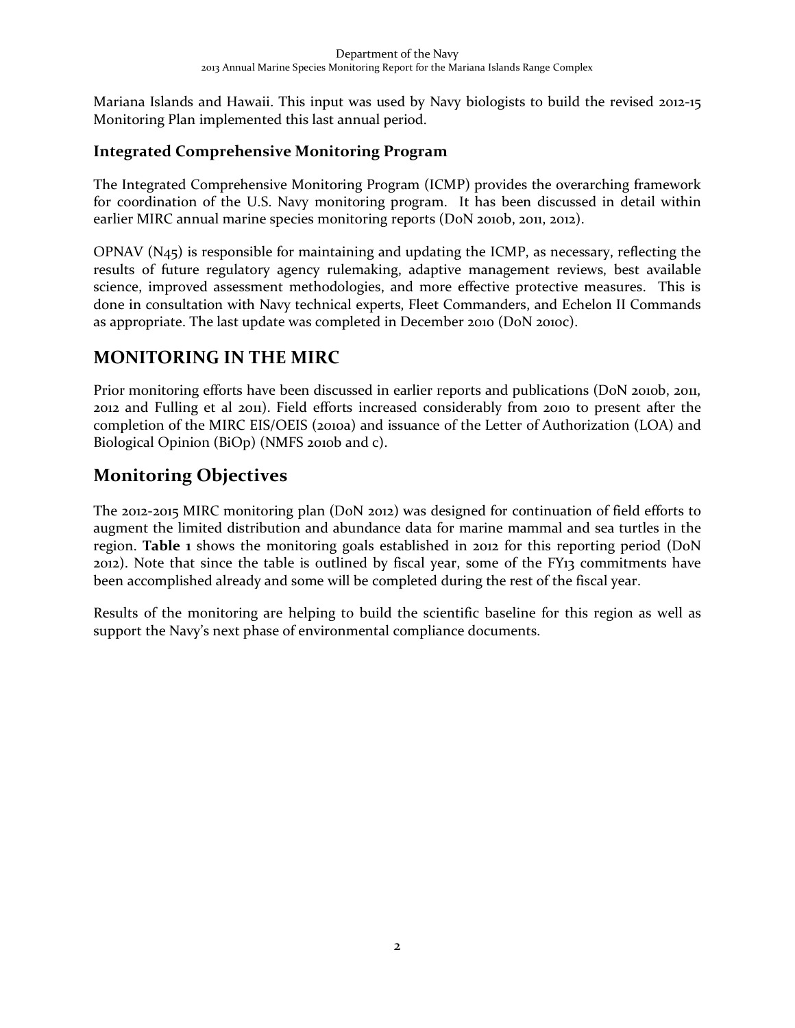Mariana Islands and Hawaii. This input was used by Navy biologists to build the revised 2012-15 Monitoring Plan implemented this last annual period.

### Integrated Comprehensive Monitoring Program

The Integrated Comprehensive Monitoring Program (ICMP) provides the overarching framework for coordination of the U.S. Navy monitoring program. It has been discussed in detail within earlier MIRC annual marine species monitoring reports (DoN 2010b, 2011, 2012).

OPNAV (N45) is responsible for maintaining and updating the ICMP, as necessary, reflecting the results of future regulatory agency rulemaking, adaptive management reviews, best available science, improved assessment methodologies, and more effective protective measures. This is done in consultation with Navy technical experts, Fleet Commanders, and Echelon II Commands as appropriate. The last update was completed in December 2010 (DoN 2010c).

# MONITORING IN THE MIRC

Prior monitoring efforts have been discussed in earlier reports and publications (DoN 2010b, 2011, 2012 and Fulling et al 2011). Field efforts increased considerably from 2010 to present after the completion of the MIRC EIS/OEIS (2010a) and issuance of the Letter of Authorization (LOA) and Biological Opinion (BiOp) (NMFS 2010b and c).

## Monitoring Objectives

The 2012-2015 MIRC monitoring plan (DoN 2012) was designed for continuation of field efforts to augment the limited distribution and abundance data for marine mammal and sea turtles in the region. **Table 1** shows the monitoring goals established in 2012 for this reporting period (DoN 2012). Note that since the table is outlined by fiscal year, some of the FY13 commitments have been accomplished already and some will be completed during the rest of the fiscal year.

Results of the monitoring are helping to build the scientific baseline for this region as well as support the Navy's next phase of environmental compliance documents.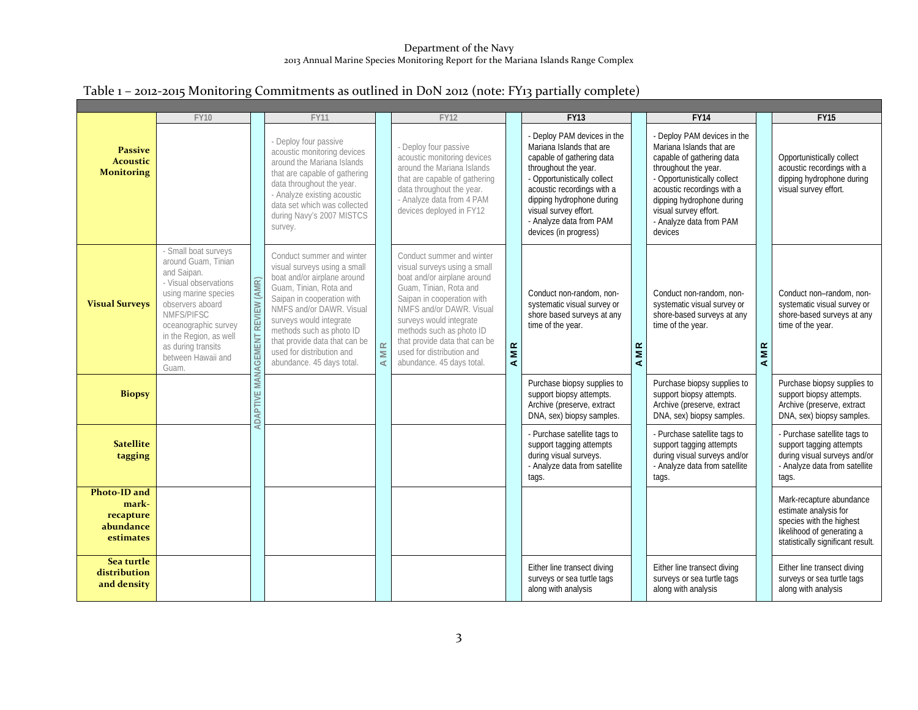Table 1 – 2012-2015 Monitoring Commitments as outlined in DoN 2012 (note: FY13 partially complete)

| | FY10 | | FY11 | | FY12 | | FY13 | | FY14 | | FY15 |
|---|---|---|---|---|---|---|---|---|---|---|---|
| **Passive Acoustic Monitoring** | | ADAPTIVE MANAGEMENT REVIEW (AMR) | - Deploy four passive acoustic monitoring devices around the Mariana Islands that are capable of gathering data throughout the year.<br>- Analyze existing acoustic data set which was collected during Navy's 2007 MISTCS survey. | AMR | - Deploy four passive acoustic monitoring devices around the Mariana Islands that are capable of gathering data throughout the year.<br>- Analyze data from 4 PAM devices deployed in FY12 | AMR | - Deploy PAM devices in the Mariana Islands that are capable of gathering data throughout the year.<br>- Opportunistically collect acoustic recordings with a dipping hydrophone during visual survey effort.<br>- Analyze data from PAM devices (in progress) | AMR | - Deploy PAM devices in the Mariana Islands that are capable of gathering data throughout the year.<br>- Opportunistically collect acoustic recordings with a dipping hydrophone during visual survey effort.<br>- Analyze data from PAM devices | AMR | Opportunistically collect acoustic recordings with a dipping hydrophone during visual survey effort. |
| **Visual Surveys** | - Small boat surveys around Guam, Tinian and Saipan.<br>- Visual observations using marine species observers aboard NMFS/PIFSC oceanographic survey in the Region, as well as during transits between Hawaii and Guam. | | Conduct summer and winter visual surveys using a small boat and/or airplane around Guam, Tinian, Rota and Saipan in cooperation with NMFS and/or DAWR. Visual surveys would integrate methods such as photo ID that provide data that can be used for distribution and abundance. 45 days total. | | Conduct summer and winter visual surveys using a small boat and/or airplane around Guam, Tinian, Rota and Saipan in cooperation with NMFS and/or DAWR. Visual surveys would integrate methods such as photo ID that provide data that can be used for distribution and abundance. 45 days total. | | Conduct non-random, non-systematic visual survey or shore based surveys at any time of the year. | | Conduct non-random, non-systematic visual survey or shore-based surveys at any time of the year. | | Conduct non–random, non-systematic visual survey or shore-based surveys at any time of the year. |
| **Biopsy** | | | | | | | Purchase biopsy supplies to support biopsy attempts. Archive (preserve, extract DNA, sex) biopsy samples. | | Purchase biopsy supplies to support biopsy attempts. Archive (preserve, extract DNA, sex) biopsy samples. | | Purchase biopsy supplies to support biopsy attempts. Archive (preserve, extract DNA, sex) biopsy samples. |
| **Satellite tagging** | | | | | | | - Purchase satellite tags to support tagging attempts during visual surveys.<br>- Analyze data from satellite tags. | | - Purchase satellite tags to support tagging attempts during visual surveys and/or<br>- Analyze data from satellite tags. | | - Purchase satellite tags to support tagging attempts during visual surveys and/or<br>- Analyze data from satellite tags. |
| **Photo-ID and mark-recapture abundance estimates** | | | | | | | | | | | Mark-recapture abundance estimate analysis for species with the highest likelihood of generating a statistically significant result. |
| **Sea turtle distribution and density** | | | | | | | Either line transect diving surveys or sea turtle tags along with analysis | | Either line transect diving surveys or sea turtle tags along with analysis | | Either line transect diving surveys or sea turtle tags along with analysis |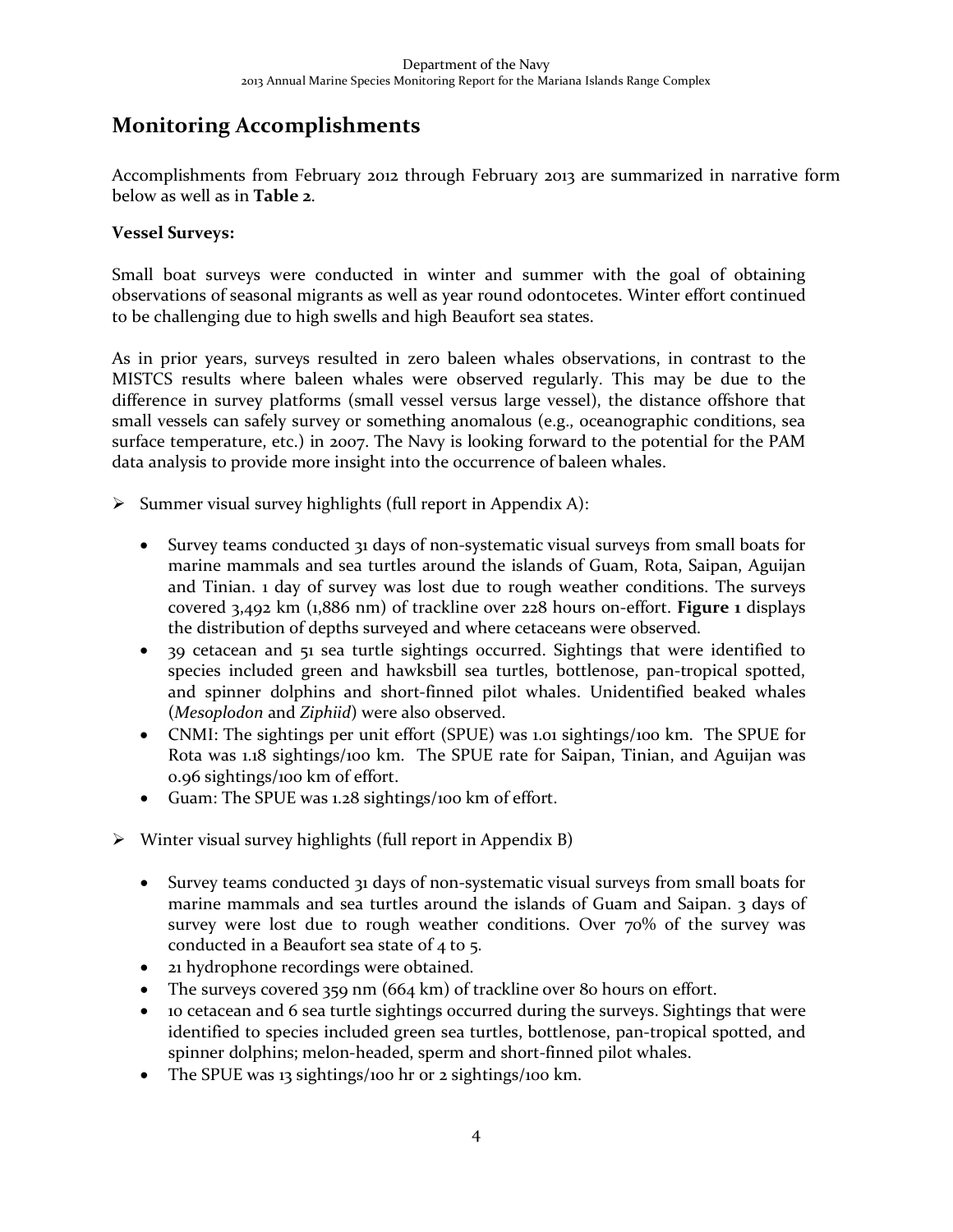## Monitoring Accomplishments

Accomplishments from February 2012 through February 2013 are summarized in narrative form below as well as in **Table 2**.

**Vessel Surveys:**

Small boat surveys were conducted in winter and summer with the goal of obtaining observations of seasonal migrants as well as year round odontocetes. Winter effort continued to be challenging due to high swells and high Beaufort sea states.

As in prior years, surveys resulted in zero baleen whales observations, in contrast to the MISTCS results where baleen whales were observed regularly. This may be due to the difference in survey platforms (small vessel versus large vessel), the distance offshore that small vessels can safely survey or something anomalous (e.g., oceanographic conditions, sea surface temperature, etc.) in 2007. The Navy is looking forward to the potential for the PAM data analysis to provide more insight into the occurrence of baleen whales.

- Summer visual survey highlights (full report in Appendix A):
  - Survey teams conducted 31 days of non-systematic visual surveys from small boats for marine mammals and sea turtles around the islands of Guam, Rota, Saipan, Aguijan and Tinian. 1 day of survey was lost due to rough weather conditions. The surveys covered 3,492 km (1,886 nm) of trackline over 228 hours on-effort. **Figure 1** displays the distribution of depths surveyed and where cetaceans were observed.
  - 39 cetacean and 51 sea turtle sightings occurred. Sightings that were identified to species included green and hawksbill sea turtles, bottlenose, pan-tropical spotted, and spinner dolphins and short-finned pilot whales. Unidentified beaked whales (*Mesoplodon* and *Ziphiid*) were also observed.
  - CNMI: The sightings per unit effort (SPUE) was 1.01 sightings/100 km. The SPUE for Rota was 1.18 sightings/100 km. The SPUE rate for Saipan, Tinian, and Aguijan was 0.96 sightings/100 km of effort.
  - Guam: The SPUE was 1.28 sightings/100 km of effort.
- Winter visual survey highlights (full report in Appendix B)
  - Survey teams conducted 31 days of non-systematic visual surveys from small boats for marine mammals and sea turtles around the islands of Guam and Saipan. 3 days of survey were lost due to rough weather conditions. Over 70% of the survey was conducted in a Beaufort sea state of 4 to 5.
  - 21 hydrophone recordings were obtained.
  - The surveys covered 359 nm (664 km) of trackline over 80 hours on effort.
  - 10 cetacean and 6 sea turtle sightings occurred during the surveys. Sightings that were identified to species included green sea turtles, bottlenose, pan-tropical spotted, and spinner dolphins; melon-headed, sperm and short-finned pilot whales.
  - The SPUE was 13 sightings/100 hr or 2 sightings/100 km.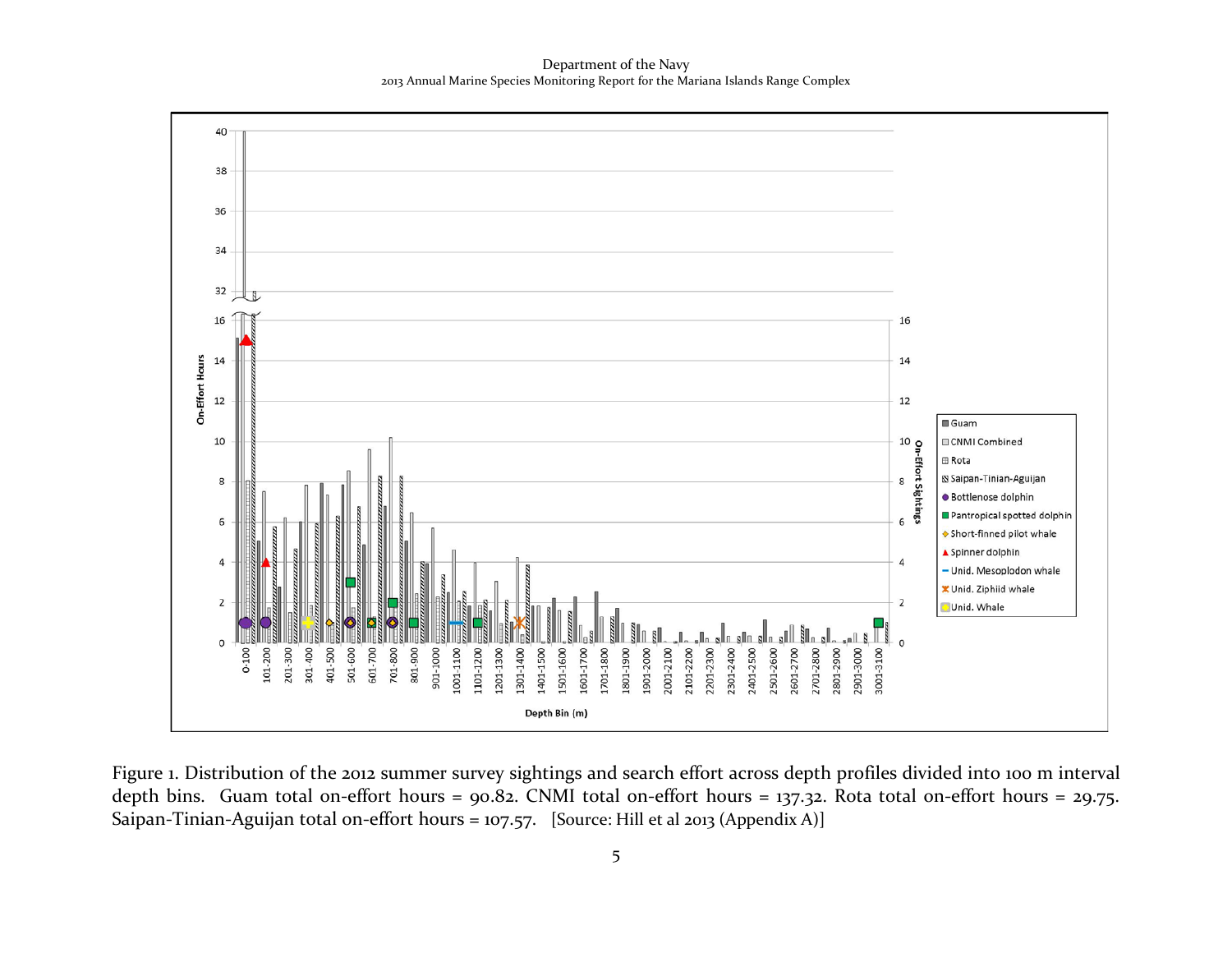Figure 1. Distribution of the 2012 summer survey sightings and search effort across depth profiles divided into 100 m interval depth bins. Guam total on-effort hours = 90.82. CNMI total on-effort hours = 137.32. Rota total on-effort hours = 29.75. Saipan-Tinian-Aguijan total on-effort hours = 107.57. [Source: Hill et al 2013 (Appendix A)]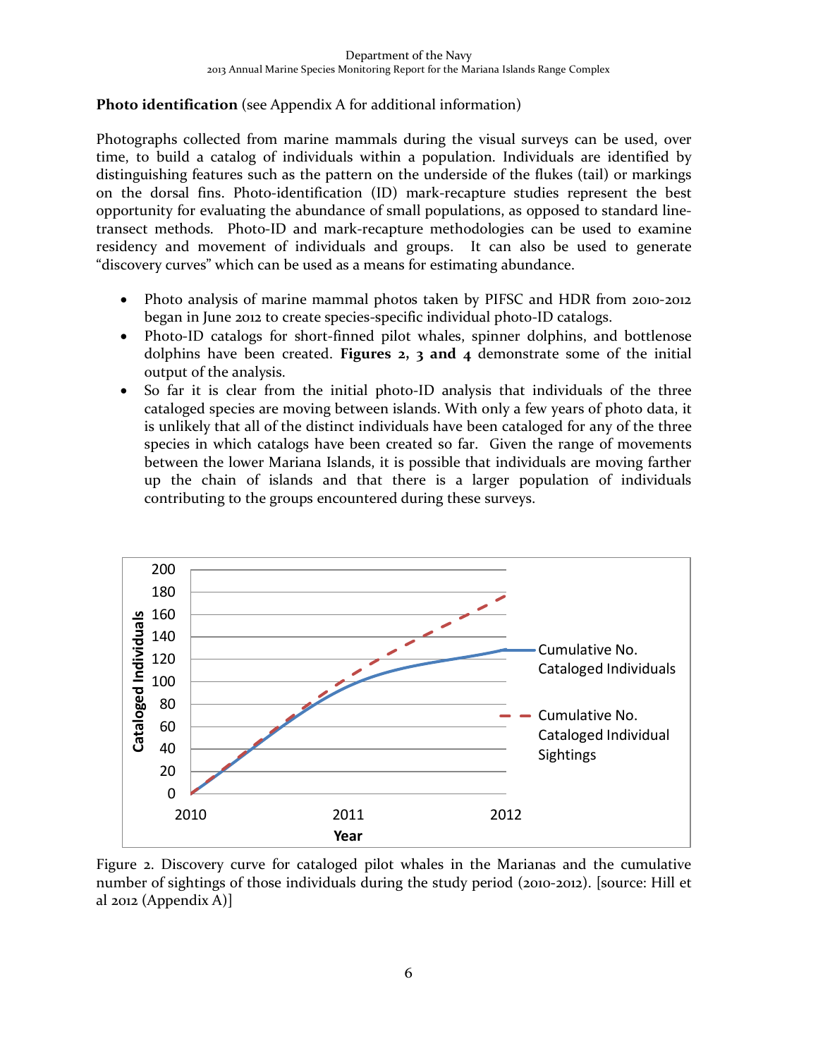**Photo identification** (see Appendix A for additional information)

Photographs collected from marine mammals during the visual surveys can be used, over time, to build a catalog of individuals within a population. Individuals are identified by distinguishing features such as the pattern on the underside of the flukes (tail) or markings on the dorsal fins. Photo-identification (ID) mark-recapture studies represent the best opportunity for evaluating the abundance of small populations, as opposed to standard line-transect methods. Photo-ID and mark-recapture methodologies can be used to examine residency and movement of individuals and groups. It can also be used to generate "discovery curves" which can be used as a means for estimating abundance.

- Photo analysis of marine mammal photos taken by PIFSC and HDR from 2010-2012 began in June 2012 to create species-specific individual photo-ID catalogs.
- Photo-ID catalogs for short-finned pilot whales, spinner dolphins, and bottlenose dolphins have been created. **Figures 2, 3 and 4** demonstrate some of the initial output of the analysis.
- So far it is clear from the initial photo-ID analysis that individuals of the three cataloged species are moving between islands. With only a few years of photo data, it is unlikely that all of the distinct individuals have been cataloged for any of the three species in which catalogs have been created so far. Given the range of movements between the lower Mariana Islands, it is possible that individuals are moving farther up the chain of islands and that there is a larger population of individuals contributing to the groups encountered during these surveys.

Figure 2. Discovery curve for cataloged pilot whales in the Marianas and the cumulative number of sightings of those individuals during the study period (2010-2012). [source: Hill et al 2012 (Appendix A)]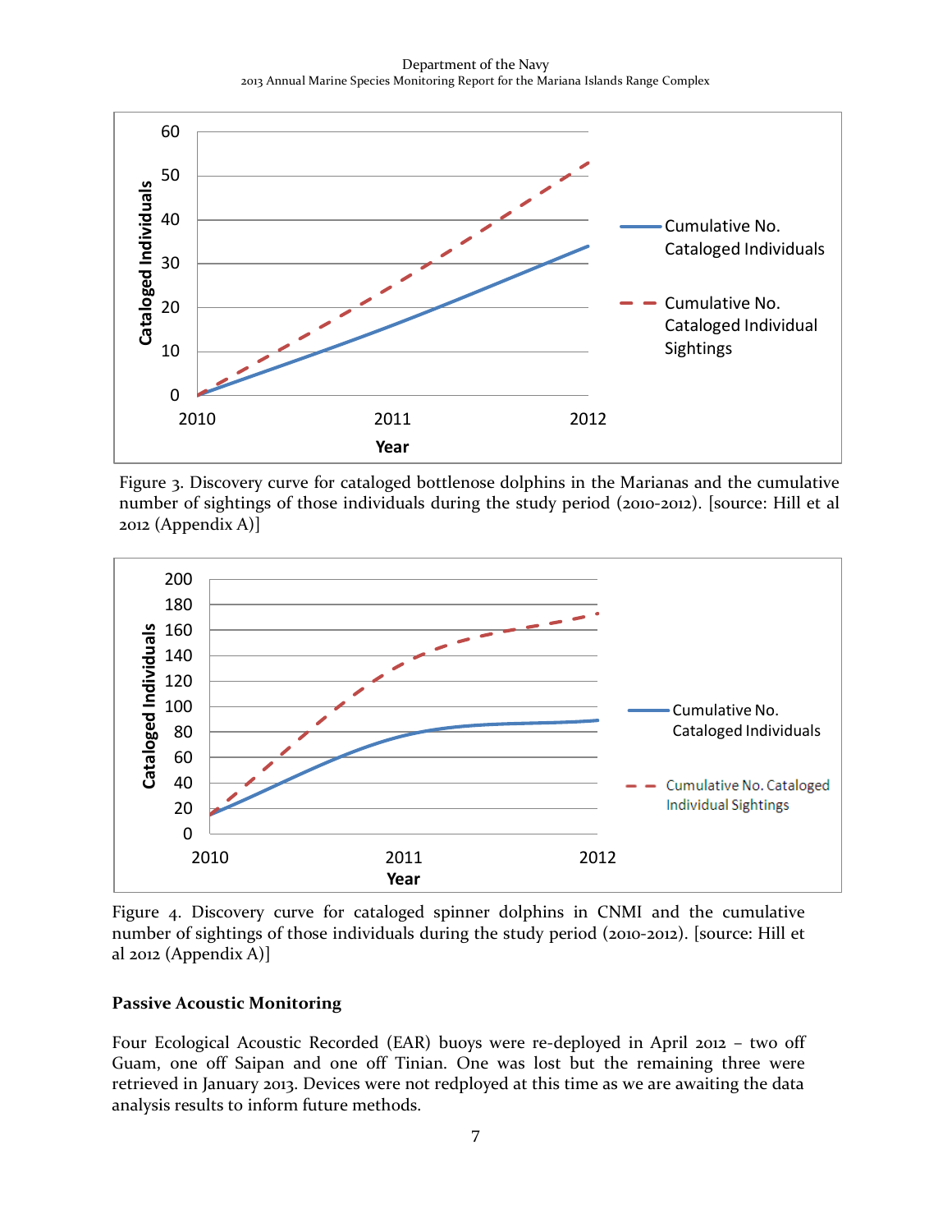Figure 3. Discovery curve for cataloged bottlenose dolphins in the Marianas and the cumulative number of sightings of those individuals during the study period (2010-2012). [source: Hill et al 2012 (Appendix A)]

Figure 4. Discovery curve for cataloged spinner dolphins in CNMI and the cumulative number of sightings of those individuals during the study period (2010-2012). [source: Hill et al 2012 (Appendix A)]

**Passive Acoustic Monitoring**

Four Ecological Acoustic Recorded (EAR) buoys were re-deployed in April 2012 – two off Guam, one off Saipan and one off Tinian. One was lost but the remaining three were retrieved in January 2013. Devices were not redployed at this time as we are awaiting the data analysis results to inform future methods.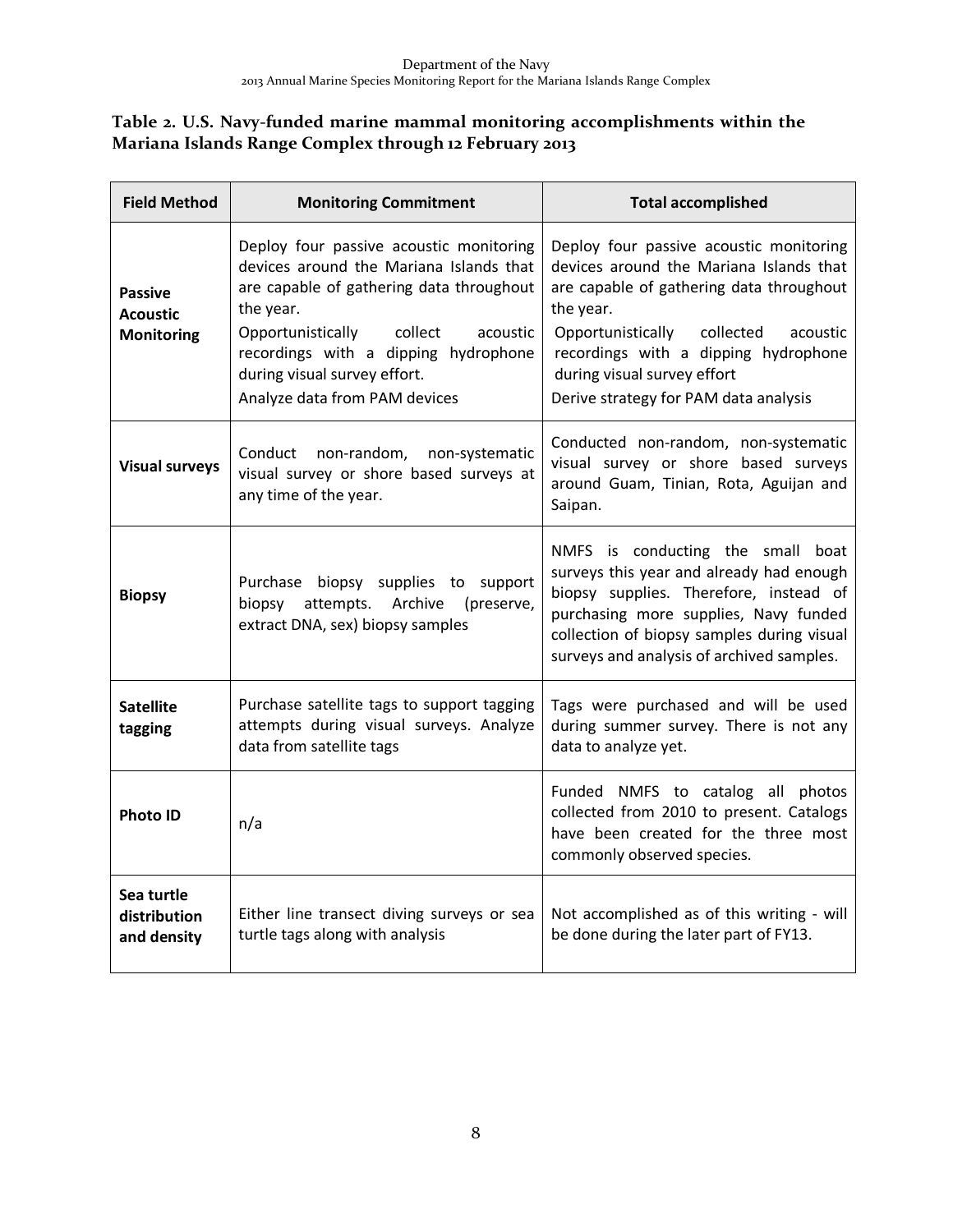**Table 2. U.S. Navy-funded marine mammal monitoring accomplishments within the Mariana Islands Range Complex through 12 February 2013**

| Field Method | Monitoring Commitment | Total accomplished |
|---|---|---|
| **Passive Acoustic Monitoring** | Deploy four passive acoustic monitoring devices around the Mariana Islands that are capable of gathering data throughout the year.<br>Opportunistically collect acoustic recordings with a dipping hydrophone during visual survey effort.<br>Analyze data from PAM devices | Deploy four passive acoustic monitoring devices around the Mariana Islands that are capable of gathering data throughout the year.<br>Opportunistically collected acoustic recordings with a dipping hydrophone during visual survey effort<br>Derive strategy for PAM data analysis |
| **Visual surveys** | Conduct non-random, non-systematic visual survey or shore based surveys at any time of the year. | Conducted non-random, non-systematic visual survey or shore based surveys around Guam, Tinian, Rota, Aguijan and Saipan. |
| **Biopsy** | Purchase biopsy supplies to support biopsy attempts. Archive (preserve, extract DNA, sex) biopsy samples | NMFS is conducting the small boat surveys this year and already had enough biopsy supplies. Therefore, instead of purchasing more supplies, Navy funded collection of biopsy samples during visual surveys and analysis of archived samples. |
| **Satellite tagging** | Purchase satellite tags to support tagging attempts during visual surveys. Analyze data from satellite tags | Tags were purchased and will be used during summer survey. There is not any data to analyze yet. |
| **Photo ID** | n/a | Funded NMFS to catalog all photos collected from 2010 to present. Catalogs have been created for the three most commonly observed species. |
| **Sea turtle distribution and density** | Either line transect diving surveys or sea turtle tags along with analysis | Not accomplished as of this writing - will be done during the later part of FY13. |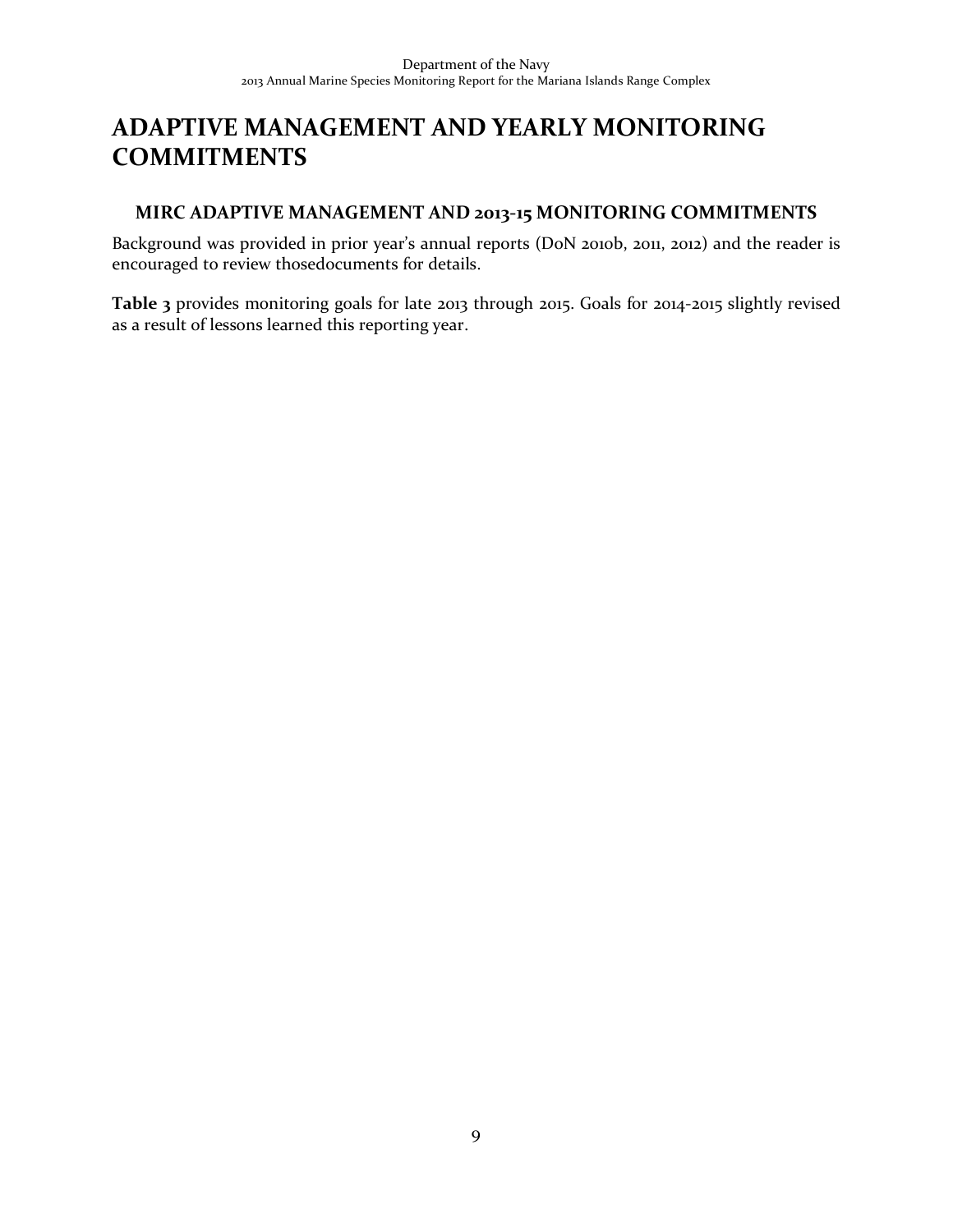# ADAPTIVE MANAGEMENT AND YEARLY MONITORING COMMITMENTS

## MIRC ADAPTIVE MANAGEMENT AND 2013-15 MONITORING COMMITMENTS

Background was provided in prior year's annual reports (DoN 2010b, 2011, 2012) and the reader is encouraged to review thosedocuments for details.

**Table 3** provides monitoring goals for late 2013 through 2015. Goals for 2014-2015 slightly revised as a result of lessons learned this reporting year.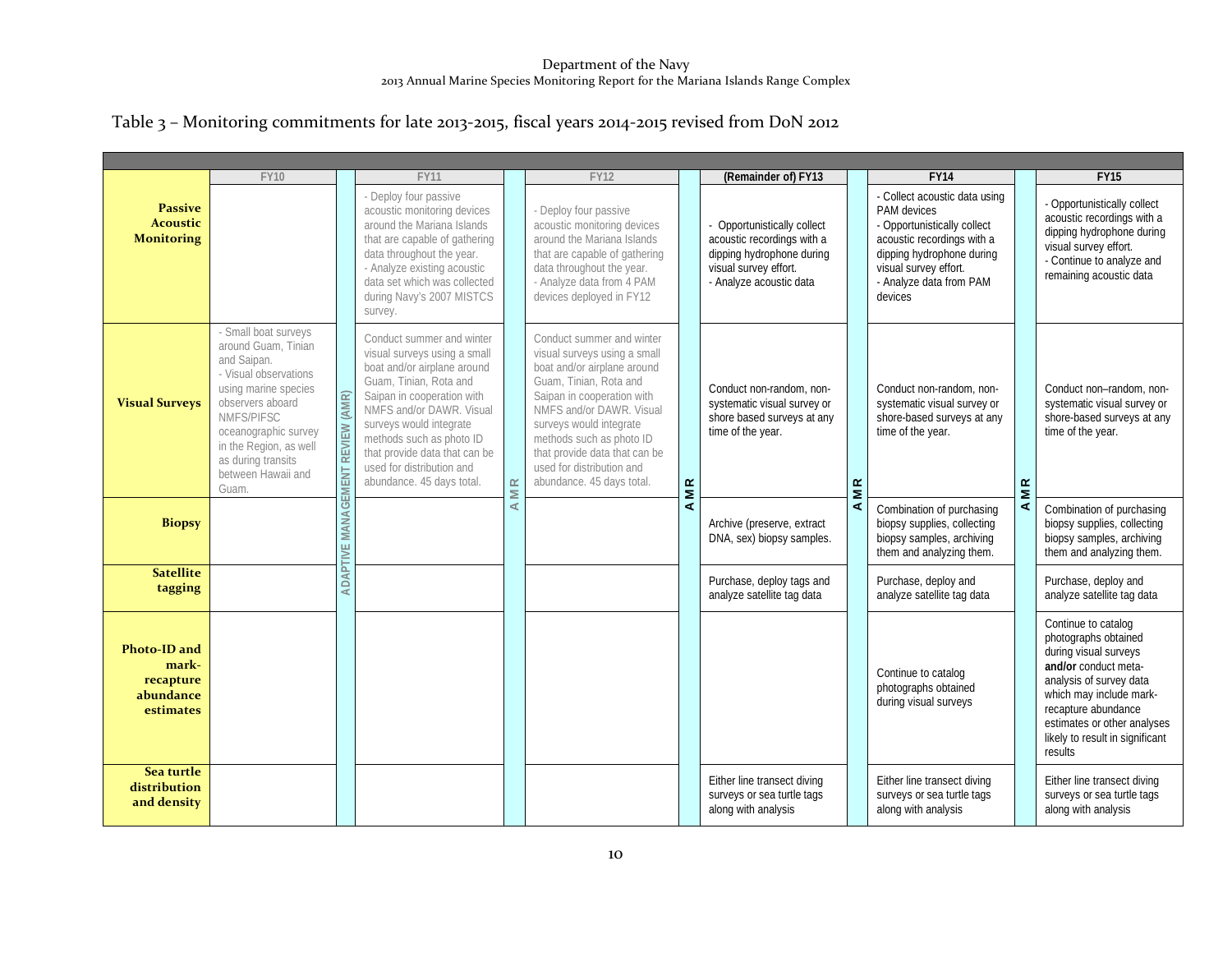# Table 3 – Monitoring commitments for late 2013-2015, fiscal years 2014-2015 revised from DoN 2012

| | FY10 | | FY11 | | FY12 | | (Remainder of) FY13 | | FY14 | | FY15 |
|---|---|---|---|---|---|---|---|---|---|---|---|
| **Passive Acoustic Monitoring** | | ADAPTIVE MANAGEMENT REVIEW (AMR) | - Deploy four passive acoustic monitoring devices around the Mariana Islands that are capable of gathering data throughout the year.<br>- Analyze existing acoustic data set which was collected during Navy's 2007 MISTCS survey. | AMR | - Deploy four passive acoustic monitoring devices around the Mariana Islands that are capable of gathering data throughout the year.<br>- Analyze data from 4 PAM devices deployed in FY12 | AMR | - Opportunistically collect acoustic recordings with a dipping hydrophone during visual survey effort.<br>- Analyze acoustic data | AMR | - Collect acoustic data using PAM devices<br>- Opportunistically collect acoustic recordings with a dipping hydrophone during visual survey effort.<br>- Analyze data from PAM devices | AMR | - Opportunistically collect acoustic recordings with a dipping hydrophone during visual survey effort.<br>- Continue to analyze and remaining acoustic data |
| **Visual Surveys** | - Small boat surveys around Guam, Tinian and Saipan.<br>- Visual observations using marine species observers aboard NMFS/PIFSC oceanographic survey in the Region, as well as during transits between Hawaii and Guam. | | Conduct summer and winter visual surveys using a small boat and/or airplane around Guam, Tinian, Rota and Saipan in cooperation with NMFS and/or DAWR. Visual surveys would integrate methods such as photo ID that provide data that can be used for distribution and abundance. 45 days total. | | Conduct summer and winter visual surveys using a small boat and/or airplane around Guam, Tinian, Rota and Saipan in cooperation with NMFS and/or DAWR. Visual surveys would integrate methods such as photo ID that provide data that can be used for distribution and abundance. 45 days total. | | Conduct non-random, non-systematic visual survey or shore based surveys at any time of the year. | | Conduct non-random, non-systematic visual survey or shore-based surveys at any time of the year. | | Conduct non–random, non-systematic visual survey or shore-based surveys at any time of the year. |
| **Biopsy** | | | | | | | Archive (preserve, extract DNA, sex) biopsy samples. | | Combination of purchasing biopsy supplies, collecting biopsy samples, archiving them and analyzing them. | | Combination of purchasing biopsy supplies, collecting biopsy samples, archiving them and analyzing them. |
| **Satellite tagging** | | | | | | | Purchase, deploy tags and analyze satellite tag data | | Purchase, deploy and analyze satellite tag data | | Purchase, deploy and analyze satellite tag data |
| **Photo-ID and mark-recapture abundance estimates** | | | | | | | | | Continue to catalog photographs obtained during visual surveys | | Continue to catalog photographs obtained during visual surveys **and/or** conduct meta-analysis of survey data which may include mark-recapture abundance estimates or other analyses likely to result in significant results |
| **Sea turtle distribution and density** | | | | | | | Either line transect diving surveys or sea turtle tags along with analysis | | Either line transect diving surveys or sea turtle tags along with analysis | | Either line transect diving surveys or sea turtle tags along with analysis |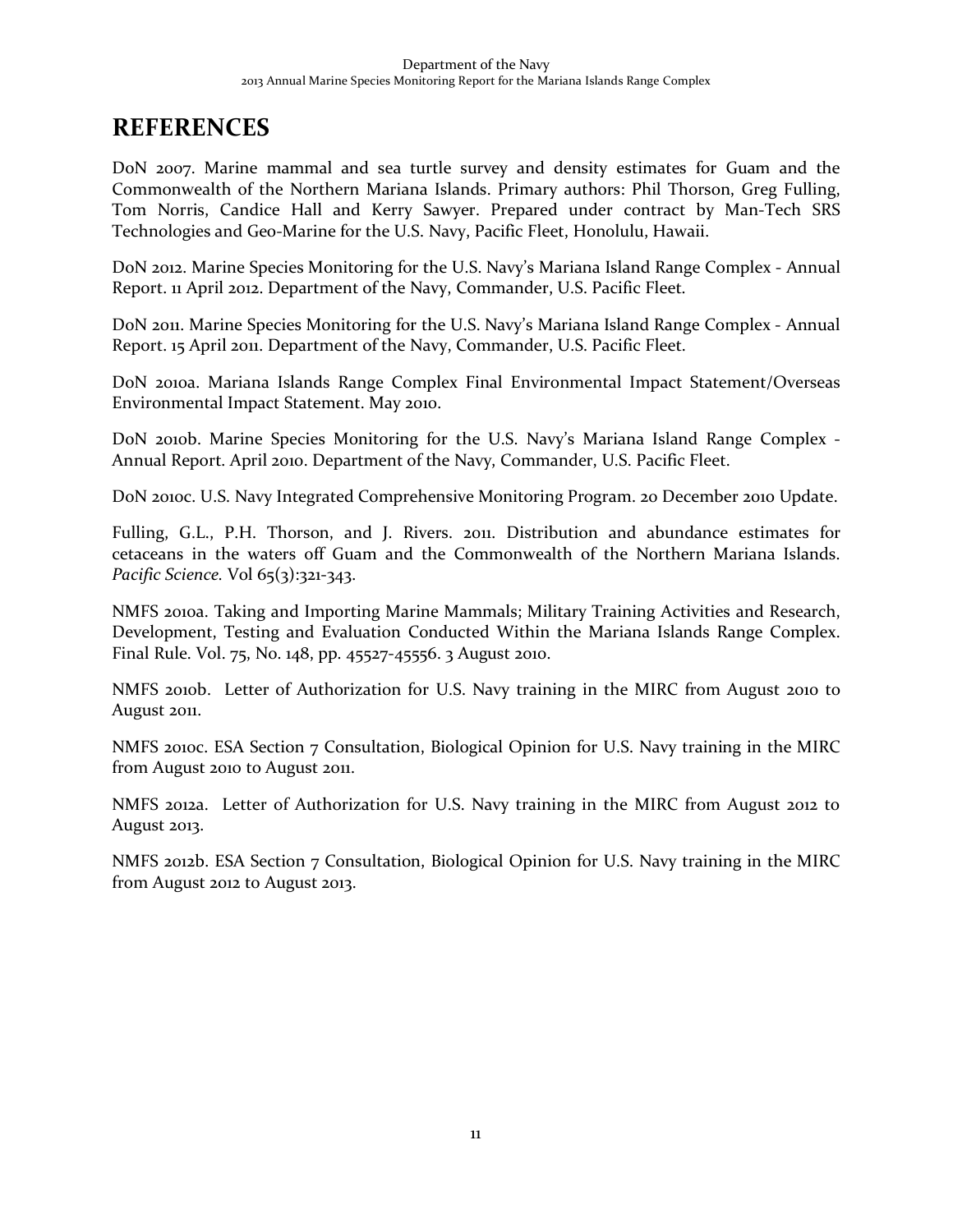# REFERENCES

DoN 2007. Marine mammal and sea turtle survey and density estimates for Guam and the Commonwealth of the Northern Mariana Islands. Primary authors: Phil Thorson, Greg Fulling, Tom Norris, Candice Hall and Kerry Sawyer. Prepared under contract by Man-Tech SRS Technologies and Geo-Marine for the U.S. Navy, Pacific Fleet, Honolulu, Hawaii.

DoN 2012. Marine Species Monitoring for the U.S. Navy's Mariana Island Range Complex - Annual Report. 11 April 2012. Department of the Navy, Commander, U.S. Pacific Fleet.

DoN 2011. Marine Species Monitoring for the U.S. Navy's Mariana Island Range Complex - Annual Report. 15 April 2011. Department of the Navy, Commander, U.S. Pacific Fleet.

DoN 2010a. Mariana Islands Range Complex Final Environmental Impact Statement/Overseas Environmental Impact Statement. May 2010.

DoN 2010b. Marine Species Monitoring for the U.S. Navy's Mariana Island Range Complex - Annual Report. April 2010. Department of the Navy, Commander, U.S. Pacific Fleet.

DoN 2010c. U.S. Navy Integrated Comprehensive Monitoring Program. 20 December 2010 Update.

Fulling, G.L., P.H. Thorson, and J. Rivers. 2011. Distribution and abundance estimates for cetaceans in the waters off Guam and the Commonwealth of the Northern Mariana Islands. *Pacific Science.* Vol 65(3):321-343.

NMFS 2010a. Taking and Importing Marine Mammals; Military Training Activities and Research, Development, Testing and Evaluation Conducted Within the Mariana Islands Range Complex. Final Rule. Vol. 75, No. 148, pp. 45527-45556. 3 August 2010.

NMFS 2010b. Letter of Authorization for U.S. Navy training in the MIRC from August 2010 to August 2011.

NMFS 2010c. ESA Section 7 Consultation, Biological Opinion for U.S. Navy training in the MIRC from August 2010 to August 2011.

NMFS 2012a. Letter of Authorization for U.S. Navy training in the MIRC from August 2012 to August 2013.

NMFS 2012b. ESA Section 7 Consultation, Biological Opinion for U.S. Navy training in the MIRC from August 2012 to August 2013.